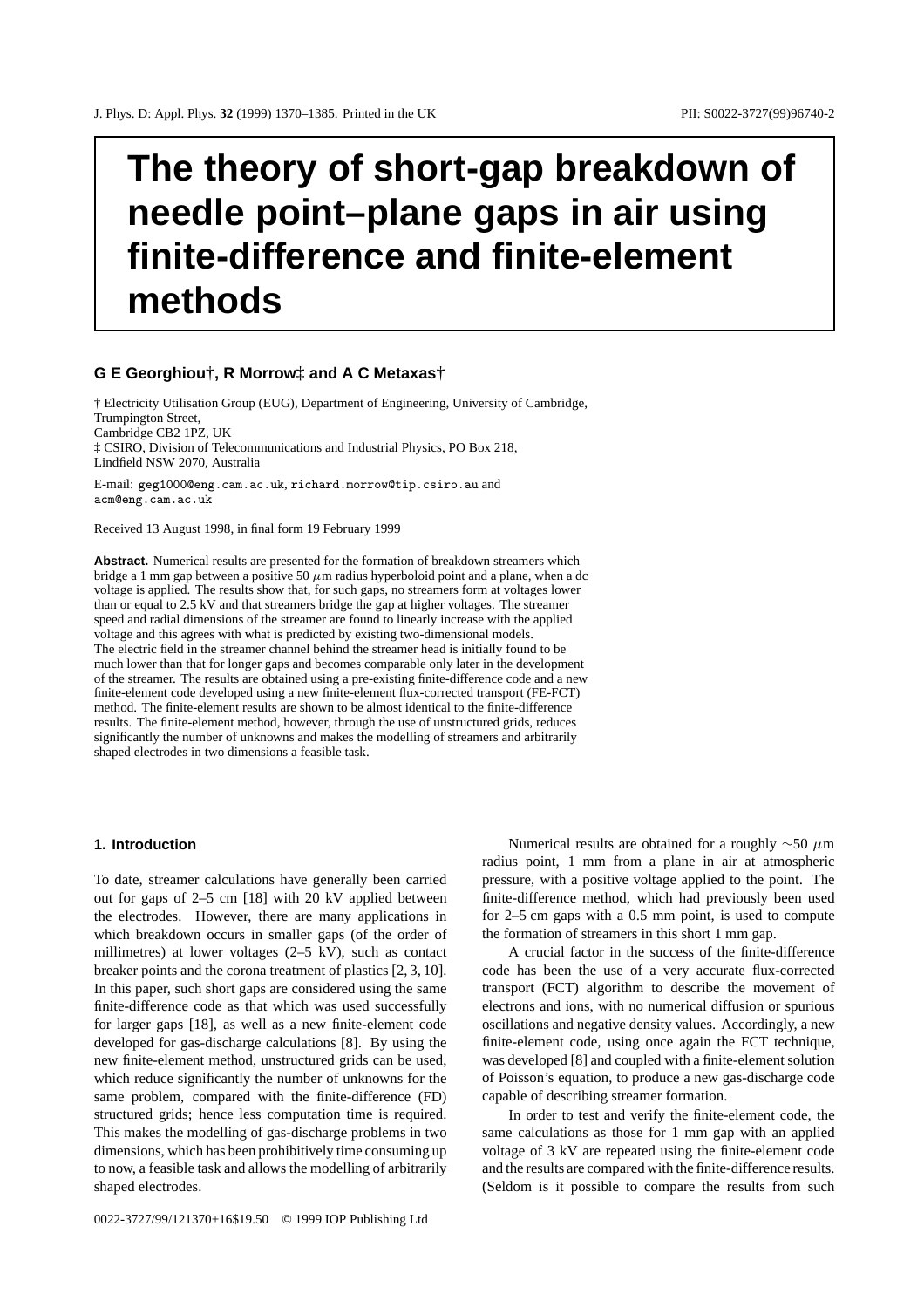# The theory of short-gap breakdown of needle point–plane gaps in air using finite-difference and finite-element methods

**G E Georghiou†, R Morrow‡ and A C Metaxas†**

† Electricity Utilisation Group (EUG), Department of Engineering, University of Cambridge, Trumpington Street, Cambridge CB2 1PZ, UK
‡ CSIRO, Division of Telecommunications and Industrial Physics, PO Box 218, Lindfield NSW 2070, Australia

E-mail: geg1000@eng.cam.ac.uk, richard.morrow@tip.csiro.au and acm@eng.cam.ac.uk

Received 13 August 1998, in final form 19 February 1999

**Abstract.** Numerical results are presented for the formation of breakdown streamers which bridge a 1 mm gap between a positive 50 $\mu$m radius hyperboloid point and a plane, when a dc voltage is applied. The results show that, for such gaps, no streamers form at voltages lower than or equal to 2.5 kV and that streamers bridge the gap at higher voltages. The streamer speed and radial dimensions of the streamer are found to linearly increase with the applied voltage and this agrees with what is predicted by existing two-dimensional models. The electric field in the streamer channel behind the streamer head is initially found to be much lower than that for longer gaps and becomes comparable only later in the development of the streamer. The results are obtained using a pre-existing finite-difference code and a new finite-element code developed using a new finite-element flux-corrected transport (FE-FCT) method. The finite-element results are shown to be almost identical to the finite-difference results. The finite-element method, however, through the use of unstructured grids, reduces significantly the number of unknowns and makes the modelling of streamers and arbitrarily shaped electrodes in two dimensions a feasible task.

## 1. Introduction

To date, streamer calculations have generally been carried out for gaps of 2–5 cm [18] with 20 kV applied between the electrodes. However, there are many applications in which breakdown occurs in smaller gaps (of the order of millimetres) at lower voltages (2–5 kV), such as contact breaker points and the corona treatment of plastics [2, 3, 10]. In this paper, such short gaps are considered using the same finite-difference code as that which was used successfully for larger gaps [18], as well as a new finite-element code developed for gas-discharge calculations [8]. By using the new finite-element method, unstructured grids can be used, which reduce significantly the number of unknowns for the same problem, compared with the finite-difference (FD) structured grids; hence less computation time is required. This makes the modelling of gas-discharge problems in two dimensions, which has been prohibitively time consuming up to now, a feasible task and allows the modelling of arbitrarily shaped electrodes.

Numerical results are obtained for a roughly $\sim$50 $\mu$m radius point, 1 mm from a plane in air at atmospheric pressure, with a positive voltage applied to the point. The finite-difference method, which had previously been used for 2–5 cm gaps with a 0.5 mm point, is used to compute the formation of streamers in this short 1 mm gap.

A crucial factor in the success of the finite-difference code has been the use of a very accurate flux-corrected transport (FCT) algorithm to describe the movement of electrons and ions, with no numerical diffusion or spurious oscillations and negative density values. Accordingly, a new finite-element code, using once again the FCT technique, was developed [8] and coupled with a finite-element solution of Poisson's equation, to produce a new gas-discharge code capable of describing streamer formation.

In order to test and verify the finite-element code, the same calculations as those for 1 mm gap with an applied voltage of 3 kV are repeated using the finite-element code and the results are compared with the finite-difference results. (Seldom is it possible to compare the results from such

0022-3727/99/121370+16$19.50 © 1999 IOP Publishing Ltd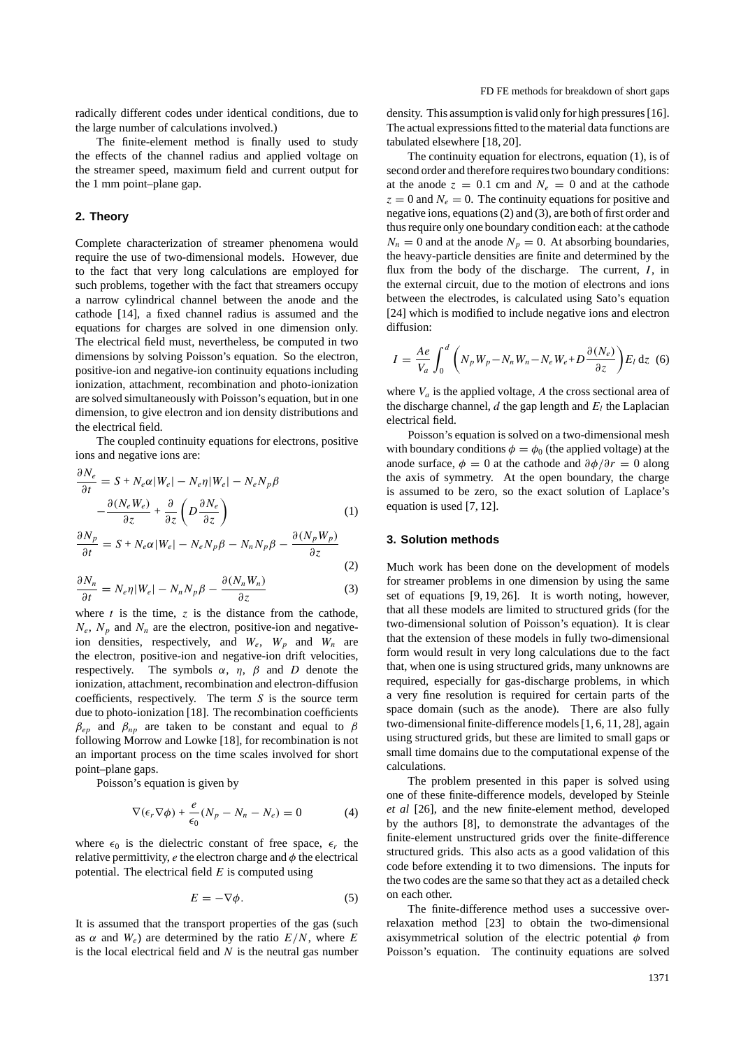radically different codes under identical conditions, due to the large number of calculations involved.)

The finite-element method is finally used to study the effects of the channel radius and applied voltage on the streamer speed, maximum field and current output for the 1 mm point–plane gap.

## 2. Theory

Complete characterization of streamer phenomena would require the use of two-dimensional models. However, due to the fact that very long calculations are employed for such problems, together with the fact that streamers occupy a narrow cylindrical channel between the anode and the cathode [14], a fixed channel radius is assumed and the equations for charges are solved in one dimension only. The electrical field must, nevertheless, be computed in two dimensions by solving Poisson's equation. So the electron, positive-ion and negative-ion continuity equations including ionization, attachment, recombination and photo-ionization are solved simultaneously with Poisson's equation, but in one dimension, to give electron and ion density distributions and the electrical field.

The coupled continuity equations for electrons, positive ions and negative ions are:

$$\frac{\partial N_e}{\partial t} = S + N_e\alpha|W_e| - N_e\eta|W_e| - N_e N_p\beta - \frac{\partial(N_e W_e)}{\partial z} + \frac{\partial}{\partial z}\left(D\frac{\partial N_e}{\partial z}\right) \quad (1)$$

$$\frac{\partial N_p}{\partial t} = S + N_e\alpha|W_e| - N_e N_p\beta - N_n N_p\beta - \frac{\partial(N_p W_p)}{\partial z} \quad (2)$$

$$\frac{\partial N_n}{\partial t} = N_e\eta|W_e| - N_n N_p\beta - \frac{\partial(N_n W_n)}{\partial z} \quad (3)$$

where $t$ is the time, $z$ is the distance from the cathode, $N_e$, $N_p$ and $N_n$ are the electron, positive-ion and negative-ion densities, respectively, and $W_e$, $W_p$ and $W_n$ are the electron, positive-ion and negative-ion drift velocities, respectively. The symbols $\alpha$, $\eta$, $\beta$ and $D$ denote the ionization, attachment, recombination and electron-diffusion coefficients, respectively. The term $S$ is the source term due to photo-ionization [18]. The recombination coefficients $\beta_{ep}$ and $\beta_{np}$ are taken to be constant and equal to $\beta$ following Morrow and Lowke [18], for recombination is not an important process on the time scales involved for short point–plane gaps.

Poisson's equation is given by

$$\nabla(\epsilon_r\nabla\phi) + \frac{e}{\epsilon_0}(N_p - N_n - N_e) = 0 \quad (4)$$

where $\epsilon_0$ is the dielectric constant of free space, $\epsilon_r$ the relative permittivity, $e$ the electron charge and $\phi$ the electrical potential. The electrical field $E$ is computed using

$$E = -\nabla\phi. \quad (5)$$

It is assumed that the transport properties of the gas (such as $\alpha$ and $W_e$) are determined by the ratio $E/N$, where $E$ is the local electrical field and $N$ is the neutral gas number density. This assumption is valid only for high pressures [16]. The actual expressions fitted to the material data functions are tabulated elsewhere [18, 20].

The continuity equation for electrons, equation (1), is of second order and therefore requires two boundary conditions: at the anode $z = 0.1$ cm and $N_e = 0$ and at the cathode $z = 0$ and $N_e = 0$. The continuity equations for positive and negative ions, equations (2) and (3), are both of first order and thus require only one boundary condition each: at the cathode $N_n = 0$ and at the anode $N_p = 0$. At absorbing boundaries, the heavy-particle densities are finite and determined by the flux from the body of the discharge. The current, $I$, in the external circuit, due to the motion of electrons and ions between the electrodes, is calculated using Sato's equation [24] which is modified to include negative ions and electron diffusion:

$$I = \frac{Ae}{V_a}\int_0^d \left(N_p W_p - N_n W_n - N_e W_e + D\frac{\partial(N_e)}{\partial z}\right)E_l \, \mathrm{d}z \quad (6)$$

where $V_a$ is the applied voltage, $A$ the cross sectional area of the discharge channel, $d$ the gap length and $E_l$ the Laplacian electrical field.

Poisson's equation is solved on a two-dimensional mesh with boundary conditions $\phi = \phi_0$ (the applied voltage) at the anode surface, $\phi = 0$ at the cathode and $\partial\phi/\partial r = 0$ along the axis of symmetry. At the open boundary, the charge is assumed to be zero, so the exact solution of Laplace's equation is used [7, 12].

## 3. Solution methods

Much work has been done on the development of models for streamer problems in one dimension by using the same set of equations [9, 19, 26]. It is worth noting, however, that all these models are limited to structured grids (for the two-dimensional solution of Poisson's equation). It is clear that the extension of these models in fully two-dimensional form would result in very long calculations due to the fact that, when one is using structured grids, many unknowns are required, especially for gas-discharge problems, in which a very fine resolution is required for certain parts of the space domain (such as the anode). There are also fully two-dimensional finite-difference models [1, 6, 11, 28], again using structured grids, but these are limited to small gaps or small time domains due to the computational expense of the calculations.

The problem presented in this paper is solved using one of these finite-difference models, developed by Steinle *et al* [26], and the new finite-element method, developed by the authors [8], to demonstrate the advantages of the finite-element unstructured grids over the finite-difference structured grids. This also acts as a good validation of this code before extending it to two dimensions. The inputs for the two codes are the same so that they act as a detailed check on each other.

The finite-difference method uses a successive over-relaxation method [23] to obtain the two-dimensional axisymmetrical solution of the electric potential $\phi$ from Poisson's equation. The continuity equations are solved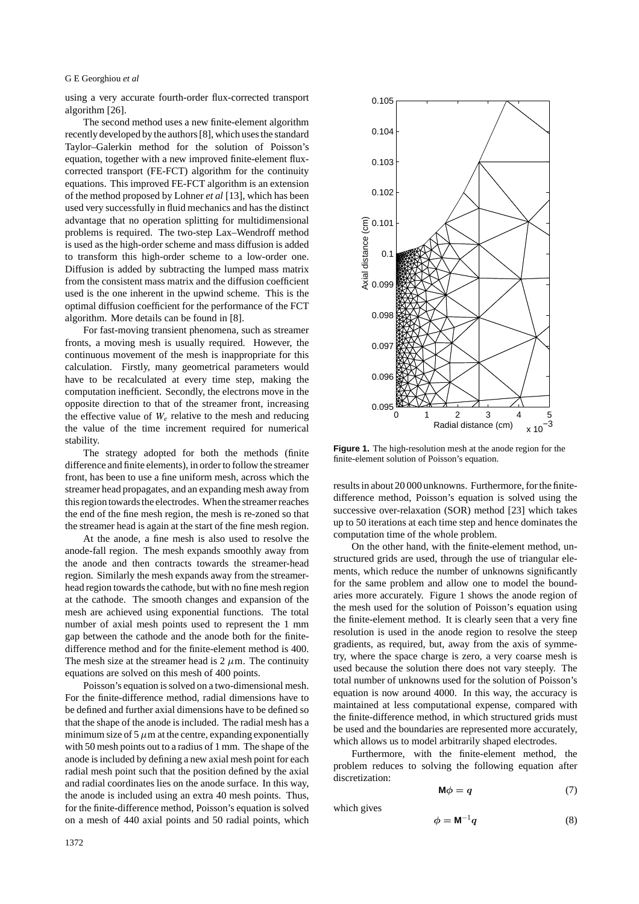using a very accurate fourth-order flux-corrected transport algorithm [26].

The second method uses a new finite-element algorithm recently developed by the authors [8], which uses the standard Taylor–Galerkin method for the solution of Poisson's equation, together with a new improved finite-element flux-corrected transport (FE-FCT) algorithm for the continuity equations. This improved FE-FCT algorithm is an extension of the method proposed by Lohner *et al* [13], which has been used very successfully in fluid mechanics and has the distinct advantage that no operation splitting for multidimensional problems is required. The two-step Lax–Wendroff method is used as the high-order scheme and mass diffusion is added to transform this high-order scheme to a low-order one. Diffusion is added by subtracting the lumped mass matrix from the consistent mass matrix and the diffusion coefficient used is the one inherent in the upwind scheme. This is the optimal diffusion coefficient for the performance of the FCT algorithm. More details can be found in [8].

For fast-moving transient phenomena, such as streamer fronts, a moving mesh is usually required. However, the continuous movement of the mesh is inappropriate for this calculation. Firstly, many geometrical parameters would have to be recalculated at every time step, making the computation inefficient. Secondly, the electrons move in the opposite direction to that of the streamer front, increasing the effective value of $W_e$ relative to the mesh and reducing the value of the time increment required for numerical stability.

The strategy adopted for both the methods (finite difference and finite elements), in order to follow the streamer front, has been to use a fine uniform mesh, across which the streamer head propagates, and an expanding mesh away from this region towards the electrodes. When the streamer reaches the end of the fine mesh region, the mesh is re-zoned so that the streamer head is again at the start of the fine mesh region.

At the anode, a fine mesh is also used to resolve the anode-fall region. The mesh expands smoothly away from the anode and then contracts towards the streamer-head region. Similarly the mesh expands away from the streamer-head region towards the cathode, but with no fine mesh region at the cathode. The smooth changes and expansion of the mesh are achieved using exponential functions. The total number of axial mesh points used to represent the 1 mm gap between the cathode and the anode both for the finite-difference method and for the finite-element method is 400. The mesh size at the streamer head is 2 $\mu$m. The continuity equations are solved on this mesh of 400 points.

Poisson's equation is solved on a two-dimensional mesh. For the finite-difference method, radial dimensions have to be defined and further axial dimensions have to be defined so that the shape of the anode is included. The radial mesh has a minimum size of 5 $\mu$m at the centre, expanding exponentially with 50 mesh points out to a radius of 1 mm. The shape of the anode is included by defining a new axial mesh point for each radial mesh point such that the position defined by the axial and radial coordinates lies on the anode surface. In this way, the anode is included using an extra 40 mesh points. Thus, for the finite-difference method, Poisson's equation is solved on a mesh of 440 axial points and 50 radial points, which results in about 20 000 unknowns. Furthermore, for the finite-difference method, Poisson's equation is solved using the successive over-relaxation (SOR) method [23] which takes up to 50 iterations at each time step and hence dominates the computation time of the whole problem.

0.105
0.104
0.103
0.102
0.101
0.1
0.099
0.098
0.097
0.096
0.095
Axial distance (cm)
0 1 2 3 4 5
Radial distance (cm)
x 10$^{-3}$

**Figure 1.** The high-resolution mesh at the anode region for the finite-element solution of Poisson's equation.

On the other hand, with the finite-element method, unstructured grids are used, through the use of triangular elements, which reduce the number of unknowns significantly for the same problem and allow one to model the boundaries more accurately. Figure 1 shows the anode region of the mesh used for the solution of Poisson's equation using the finite-element method. It is clearly seen that a very fine resolution is used in the anode region to resolve the steep gradients, as required, but, away from the axis of symmetry, where the space charge is zero, a very coarse mesh is used because the solution there does not vary steeply. The total number of unknowns used for the solution of Poisson's equation is now around 4000. In this way, the accuracy is maintained at less computational expense, compared with the finite-difference method, in which structured grids must be used and the boundaries are represented more accurately, which allows us to model arbitrarily shaped electrodes.

Furthermore, with the finite-element method, the problem reduces to solving the following equation after discretization:

$$\mathbf{M}\phi = q \tag{7}$$

which gives

$$\phi = \mathbf{M}^{-1}q \tag{8}$$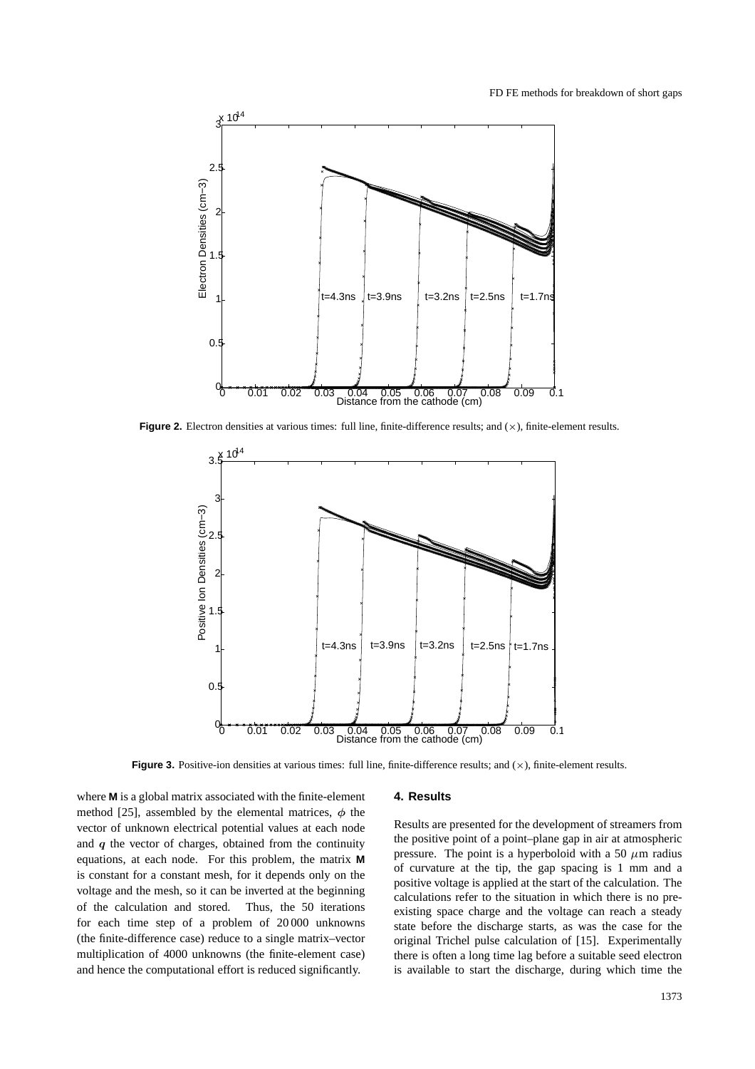**Figure 2.** Electron densities at various times: full line, finite-difference results; and (×), finite-element results.

**Figure 3.** Positive-ion densities at various times: full line, finite-difference results; and (×), finite-element results.

where **M** is a global matrix associated with the finite-element method [25], assembled by the elemental matrices, $\phi$ the vector of unknown electrical potential values at each node and $\boldsymbol{q}$ the vector of charges, obtained from the continuity equations, at each node. For this problem, the matrix **M** is constant for a constant mesh, for it depends only on the voltage and the mesh, so it can be inverted at the beginning of the calculation and stored. Thus, the 50 iterations for each time step of a problem of 20 000 unknowns (the finite-difference case) reduce to a single matrix–vector multiplication of 4000 unknowns (the finite-element case) and hence the computational effort is reduced significantly.

## 4. Results

Results are presented for the development of streamers from the positive point of a point–plane gap in air at atmospheric pressure. The point is a hyperboloid with a 50 $\mu$m radius of curvature at the tip, the gap spacing is 1 mm and a positive voltage is applied at the start of the calculation. The calculations refer to the situation in which there is no pre-existing space charge and the voltage can reach a steady state before the discharge starts, as was the case for the original Trichel pulse calculation of [15]. Experimentally there is often a long time lag before a suitable seed electron is available to start the discharge, during which time the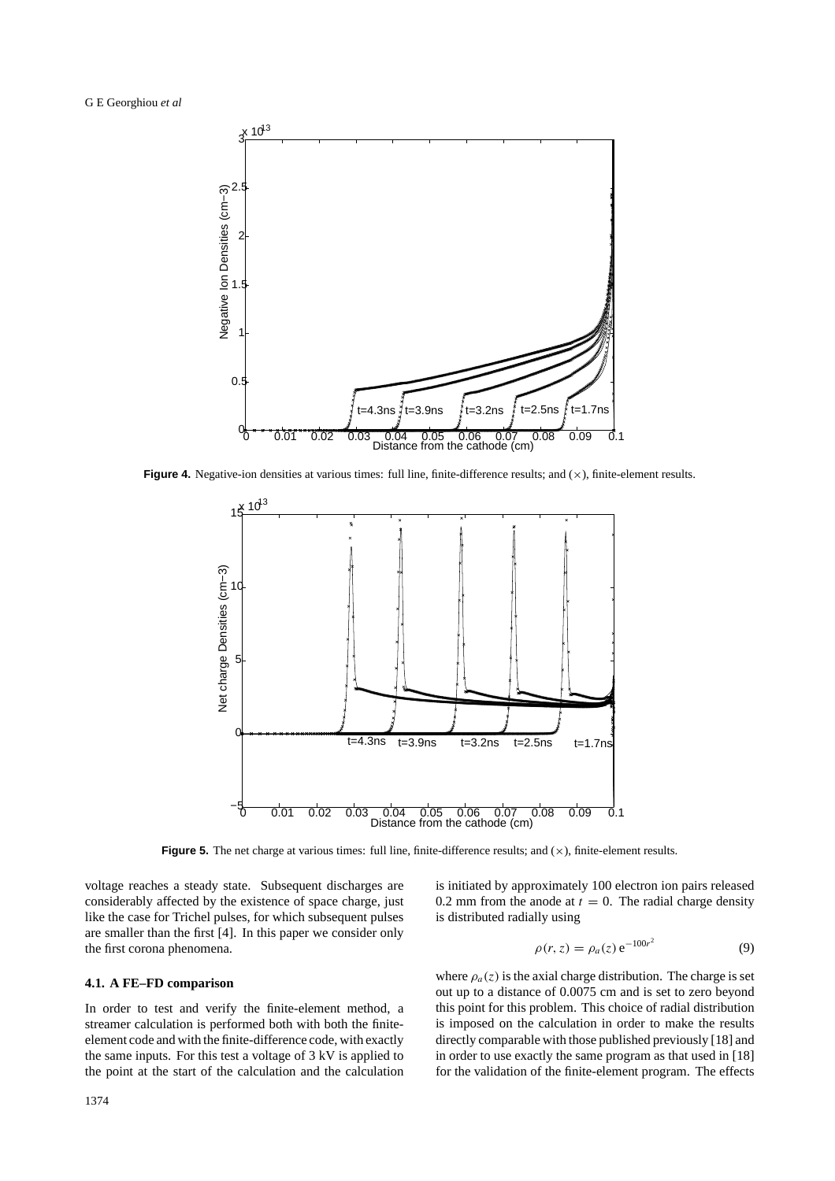Figure 4. Negative-ion densities at various times: full line, finite-difference results; and (×), finite-element results.

Figure 5. The net charge at various times: full line, finite-difference results; and (×), finite-element results.

voltage reaches a steady state. Subsequent discharges are considerably affected by the existence of space charge, just like the case for Trichel pulses, for which subsequent pulses are smaller than the first [4]. In this paper we consider only the first corona phenomena.

### 4.1. A FE–FD comparison

In order to test and verify the finite-element method, a streamer calculation is performed both with both the finite-element code and with the finite-difference code, with exactly the same inputs. For this test a voltage of 3 kV is applied to the point at the start of the calculation and the calculation is initiated by approximately 100 electron ion pairs released 0.2 mm from the anode at $t = 0$. The radial charge density is distributed radially using

$$\rho(r, z) = \rho_a(z)\,\mathrm{e}^{-100r^2} \tag{9}$$

where $\rho_a(z)$ is the axial charge distribution. The charge is set out up to a distance of 0.0075 cm and is set to zero beyond this point for this problem. This choice of radial distribution is imposed on the calculation in order to make the results directly comparable with those published previously [18] and in order to use exactly the same program as that used in [18] for the validation of the finite-element program. The effects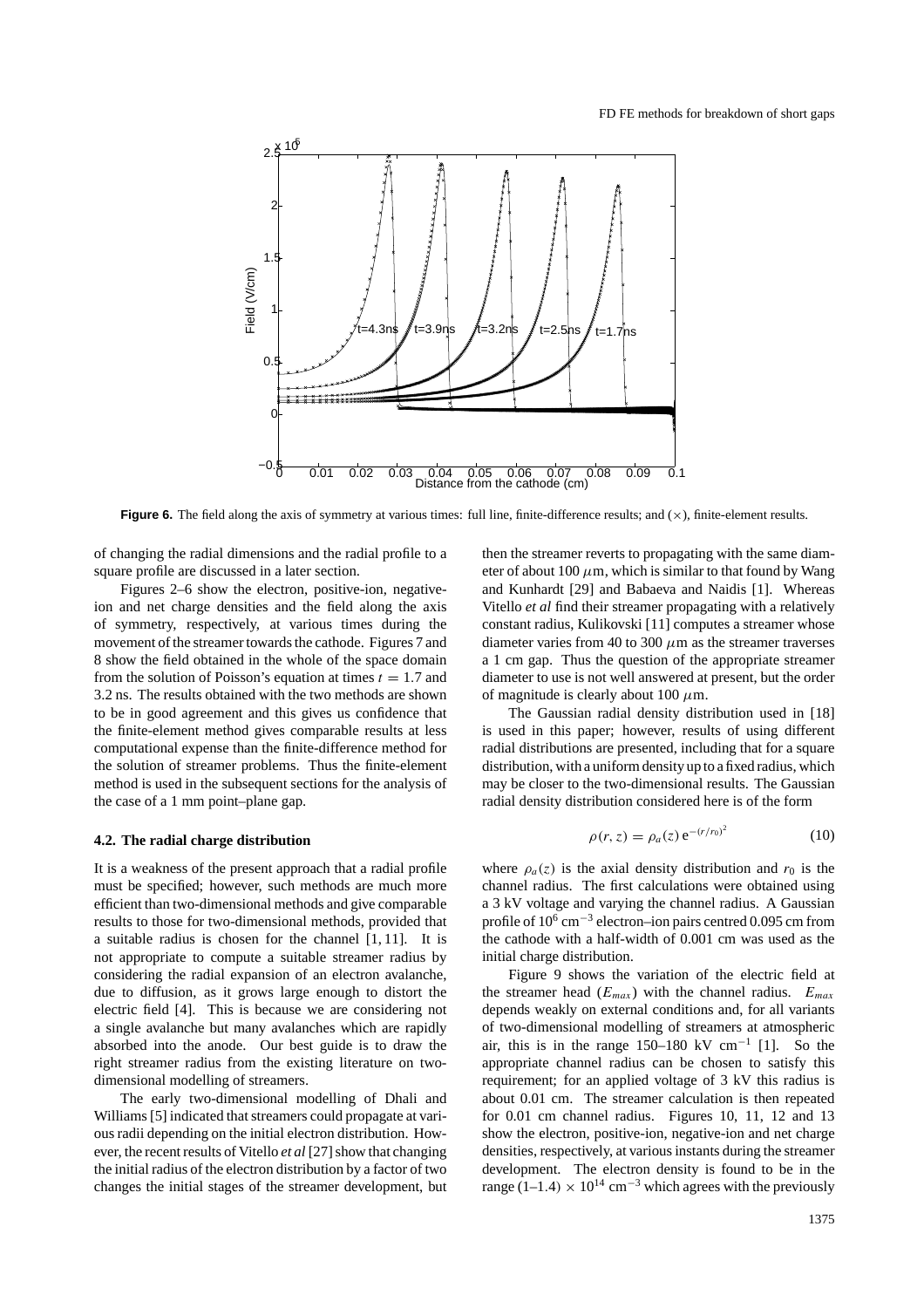**Figure 6.** The field along the axis of symmetry at various times: full line, finite-difference results; and (×), finite-element results.

of changing the radial dimensions and the radial profile to a square profile are discussed in a later section.

Figures 2–6 show the electron, positive-ion, negative-ion and net charge densities and the field along the axis of symmetry, respectively, at various times during the movement of the streamer towards the cathode. Figures 7 and 8 show the field obtained in the whole of the space domain from the solution of Poisson's equation at times $t = 1.7$ and 3.2 ns. The results obtained with the two methods are shown to be in good agreement and this gives us confidence that the finite-element method gives comparable results at less computational expense than the finite-difference method for the solution of streamer problems. Thus the finite-element method is used in the subsequent sections for the analysis of the case of a 1 mm point–plane gap.

### 4.2. The radial charge distribution

It is a weakness of the present approach that a radial profile must be specified; however, such methods are much more efficient than two-dimensional methods and give comparable results to those for two-dimensional methods, provided that a suitable radius is chosen for the channel [1, 11]. It is not appropriate to compute a suitable streamer radius by considering the radial expansion of an electron avalanche, due to diffusion, as it grows large enough to distort the electric field [4]. This is because we are considering not a single avalanche but many avalanches which are rapidly absorbed into the anode. Our best guide is to draw the right streamer radius from the existing literature on two-dimensional modelling of streamers.

The early two-dimensional modelling of Dhali and Williams [5] indicated that streamers could propagate at various radii depending on the initial electron distribution. However, the recent results of Vitello *et al* [27] show that changing the initial radius of the electron distribution by a factor of two changes the initial stages of the streamer development, but then the streamer reverts to propagating with the same diameter of about 100 $\mu$m, which is similar to that found by Wang and Kunhardt [29] and Babaeva and Naidis [1]. Whereas Vitello *et al* find their streamer propagating with a relatively constant radius, Kulikovski [11] computes a streamer whose diameter varies from 40 to 300 $\mu$m as the streamer traverses a 1 cm gap. Thus the question of the appropriate streamer diameter to use is not well answered at present, but the order of magnitude is clearly about 100 $\mu$m.

The Gaussian radial density distribution used in [18] is used in this paper; however, results of using different radial distributions are presented, including that for a square distribution, with a uniform density up to a fixed radius, which may be closer to the two-dimensional results. The Gaussian radial density distribution considered here is of the form

$$\rho(r, z) = \rho_a(z)\, e^{-(r/r_0)^2} \qquad (10)$$

where $\rho_a(z)$ is the axial density distribution and $r_0$ is the channel radius. The first calculations were obtained using a 3 kV voltage and varying the channel radius. A Gaussian profile of $10^6$ cm$^{-3}$ electron–ion pairs centred 0.095 cm from the cathode with a half-width of 0.001 cm was used as the initial charge distribution.

Figure 9 shows the variation of the electric field at the streamer head ($E_{max}$) with the channel radius. $E_{max}$ depends weakly on external conditions and, for all variants of two-dimensional modelling of streamers at atmospheric air, this is in the range 150–180 kV cm$^{-1}$ [1]. So the appropriate channel radius can be chosen to satisfy this requirement; for an applied voltage of 3 kV this radius is about 0.01 cm. The streamer calculation is then repeated for 0.01 cm channel radius. Figures 10, 11, 12 and 13 show the electron, positive-ion, negative-ion and net charge densities, respectively, at various instants during the streamer development. The electron density is found to be in the range $(1–1.4) \times 10^{14}$ cm$^{-3}$ which agrees with the previously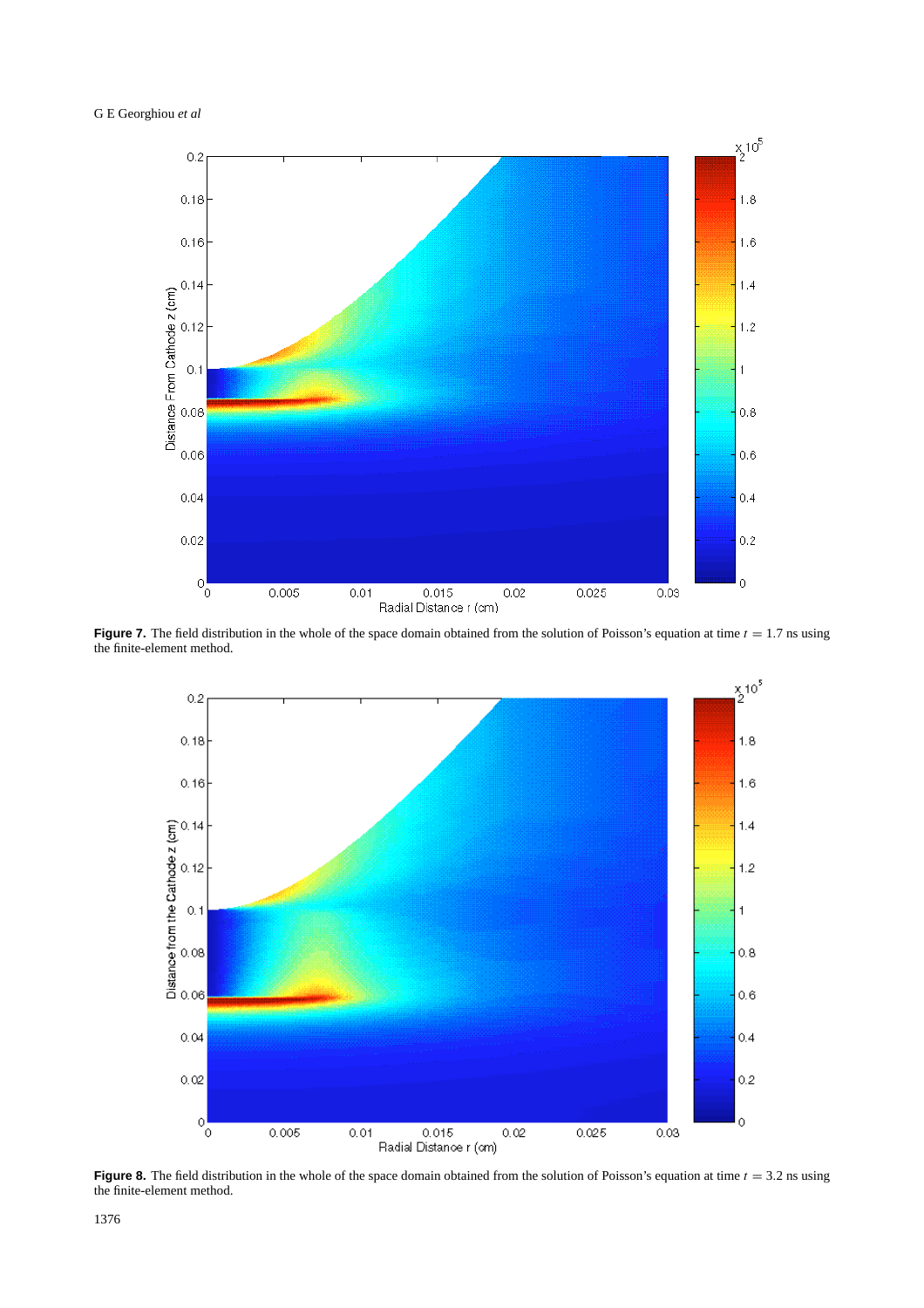**Figure 7.** The field distribution in the whole of the space domain obtained from the solution of Poisson's equation at time $t = 1.7$ ns using the finite-element method.

**Figure 8.** The field distribution in the whole of the space domain obtained from the solution of Poisson's equation at time $t = 3.2$ ns using the finite-element method.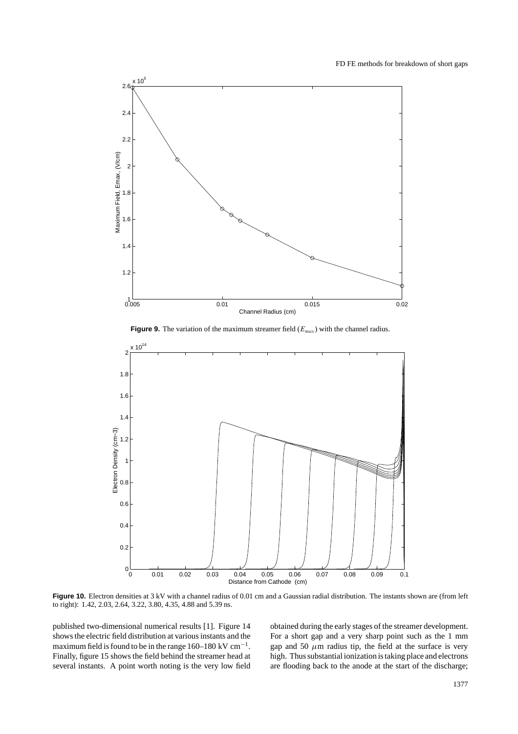**Figure 9.** The variation of the maximum streamer field ($E_{max}$) with the channel radius.

**Figure 10.** Electron densities at 3 kV with a channel radius of 0.01 cm and a Gaussian radial distribution. The instants shown are (from left to right): 1.42, 2.03, 2.64, 3.22, 3.80, 4.35, 4.88 and 5.39 ns.

published two-dimensional numerical results [1]. Figure 14 shows the electric field distribution at various instants and the maximum field is found to be in the range 160–180 kV cm$^{-1}$. Finally, figure 15 shows the field behind the streamer head at several instants. A point worth noting is the very low field obtained during the early stages of the streamer development. For a short gap and a very sharp point such as the 1 mm gap and 50 $\mu$m radius tip, the field at the surface is very high. Thus substantial ionization is taking place and electrons are flooding back to the anode at the start of the discharge;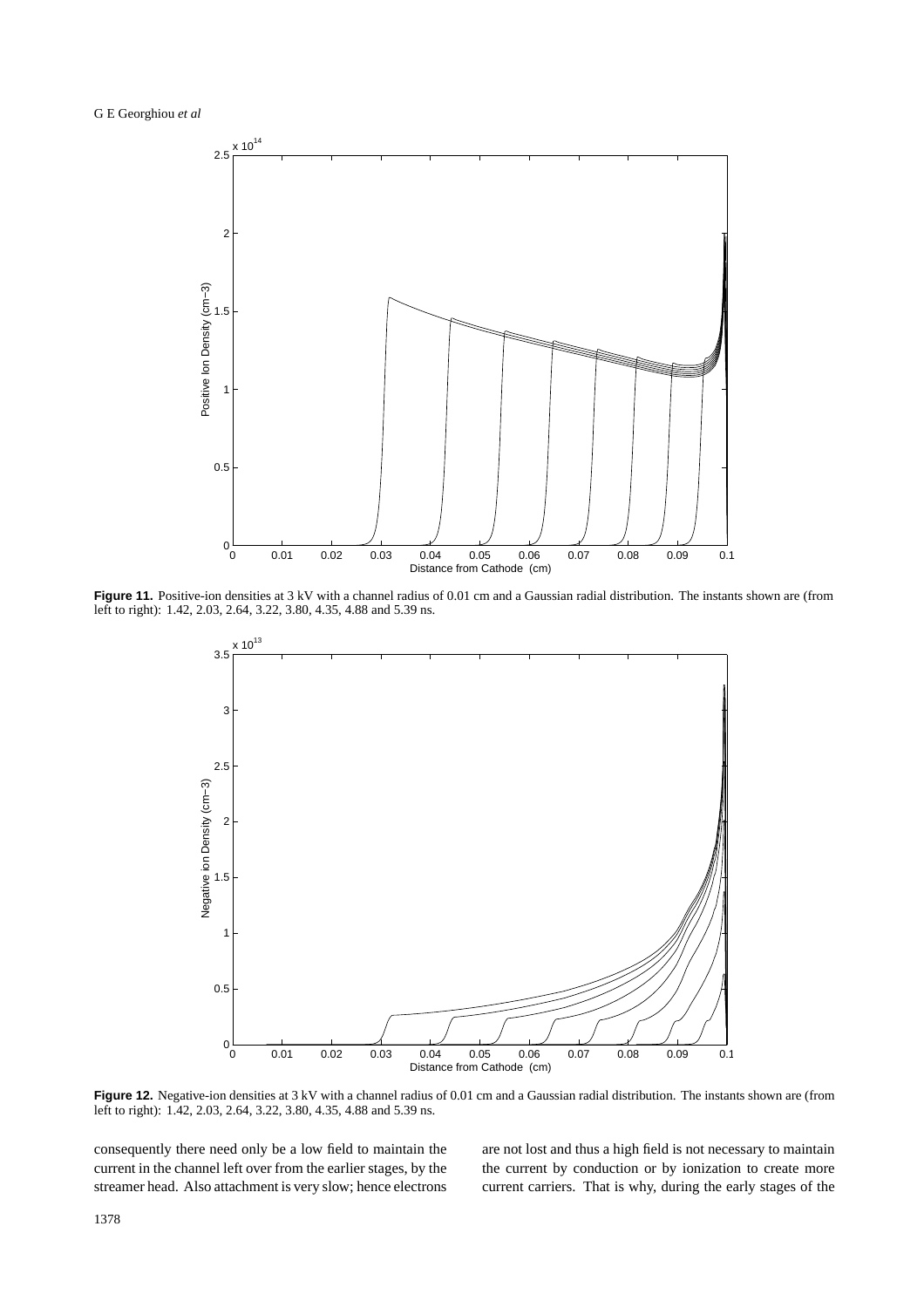**Figure 11.** Positive-ion densities at 3 kV with a channel radius of 0.01 cm and a Gaussian radial distribution. The instants shown are (from left to right): 1.42, 2.03, 2.64, 3.22, 3.80, 4.35, 4.88 and 5.39 ns.

**Figure 12.** Negative-ion densities at 3 kV with a channel radius of 0.01 cm and a Gaussian radial distribution. The instants shown are (from left to right): 1.42, 2.03, 2.64, 3.22, 3.80, 4.35, 4.88 and 5.39 ns.

consequently there need only be a low field to maintain the current in the channel left over from the earlier stages, by the streamer head. Also attachment is very slow; hence electrons are not lost and thus a high field is not necessary to maintain the current by conduction or by ionization to create more current carriers. That is why, during the early stages of the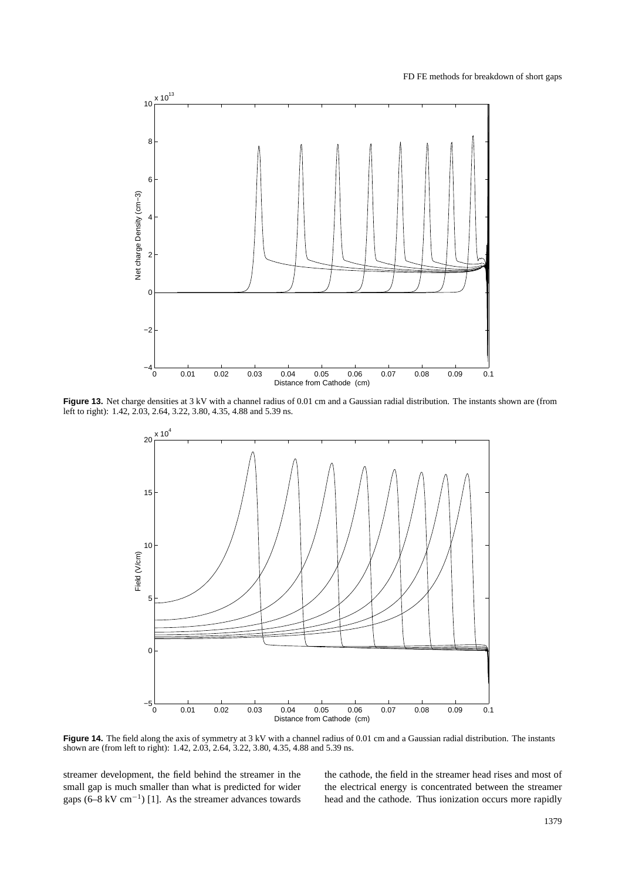**Figure 13.** Net charge densities at 3 kV with a channel radius of 0.01 cm and a Gaussian radial distribution. The instants shown are (from left to right): 1.42, 2.03, 2.64, 3.22, 3.80, 4.35, 4.88 and 5.39 ns.

**Figure 14.** The field along the axis of symmetry at 3 kV with a channel radius of 0.01 cm and a Gaussian radial distribution. The instants shown are (from left to right): 1.42, 2.03, 2.64, 3.22, 3.80, 4.35, 4.88 and 5.39 ns.

streamer development, the field behind the streamer in the small gap is much smaller than what is predicted for wider gaps (6–8 kV cm$^{-1}$) [1]. As the streamer advances towards the cathode, the field in the streamer head rises and most of the electrical energy is concentrated between the streamer head and the cathode. Thus ionization occurs more rapidly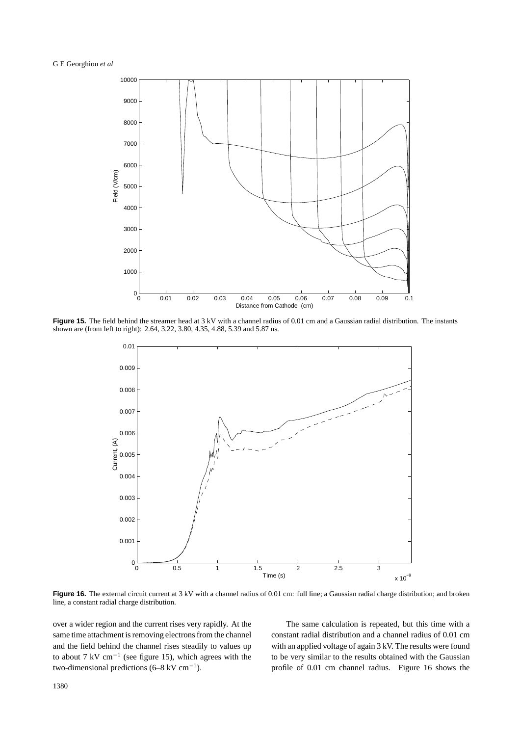**Figure 15.** The field behind the streamer head at 3 kV with a channel radius of 0.01 cm and a Gaussian radial distribution. The instants shown are (from left to right): 2.64, 3.22, 3.80, 4.35, 4.88, 5.39 and 5.87 ns.

**Figure 16.** The external circuit current at 3 kV with a channel radius of 0.01 cm: full line; a Gaussian radial charge distribution; and broken line, a constant radial charge distribution.

over a wider region and the current rises very rapidly. At the same time attachment is removing electrons from the channel and the field behind the channel rises steadily to values up to about 7 kV cm$^{-1}$ (see figure 15), which agrees with the two-dimensional predictions (6–8 kV cm$^{-1}$).

The same calculation is repeated, but this time with a constant radial distribution and a channel radius of 0.01 cm with an applied voltage of again 3 kV. The results were found to be very similar to the results obtained with the Gaussian profile of 0.01 cm channel radius. Figure 16 shows the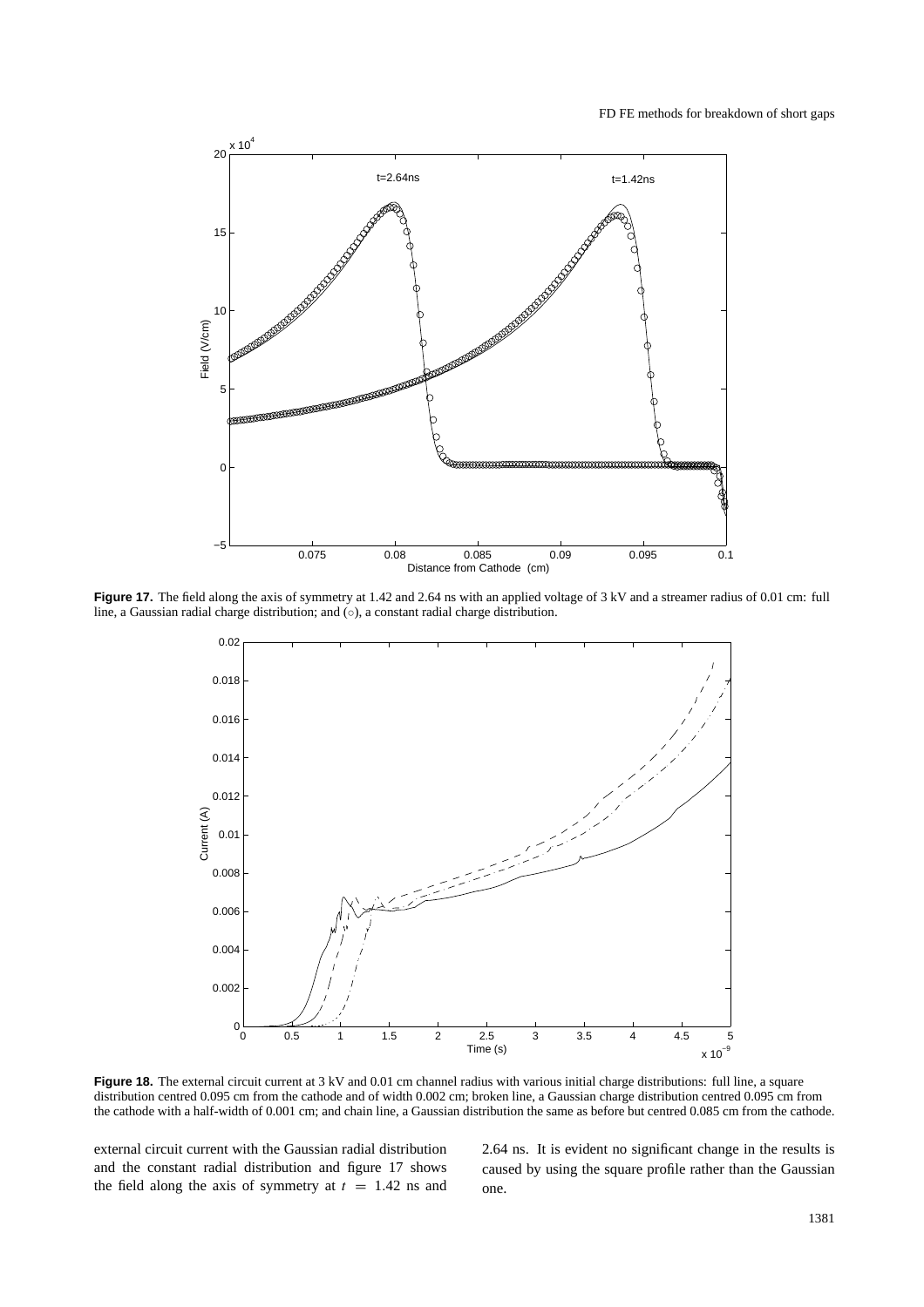**Figure 17.** The field along the axis of symmetry at 1.42 and 2.64 ns with an applied voltage of 3 kV and a streamer radius of 0.01 cm: full line, a Gaussian radial charge distribution; and (○), a constant radial charge distribution.

**Figure 18.** The external circuit current at 3 kV and 0.01 cm channel radius with various initial charge distributions: full line, a square distribution centred 0.095 cm from the cathode and of width 0.002 cm; broken line, a Gaussian charge distribution centred 0.095 cm from the cathode with a half-width of 0.001 cm; and chain line, a Gaussian distribution the same as before but centred 0.085 cm from the cathode.

external circuit current with the Gaussian radial distribution and the constant radial distribution and figure 17 shows the field along the axis of symmetry at $t = 1.42$ ns and 2.64 ns. It is evident no significant change in the results is caused by using the square profile rather than the Gaussian one.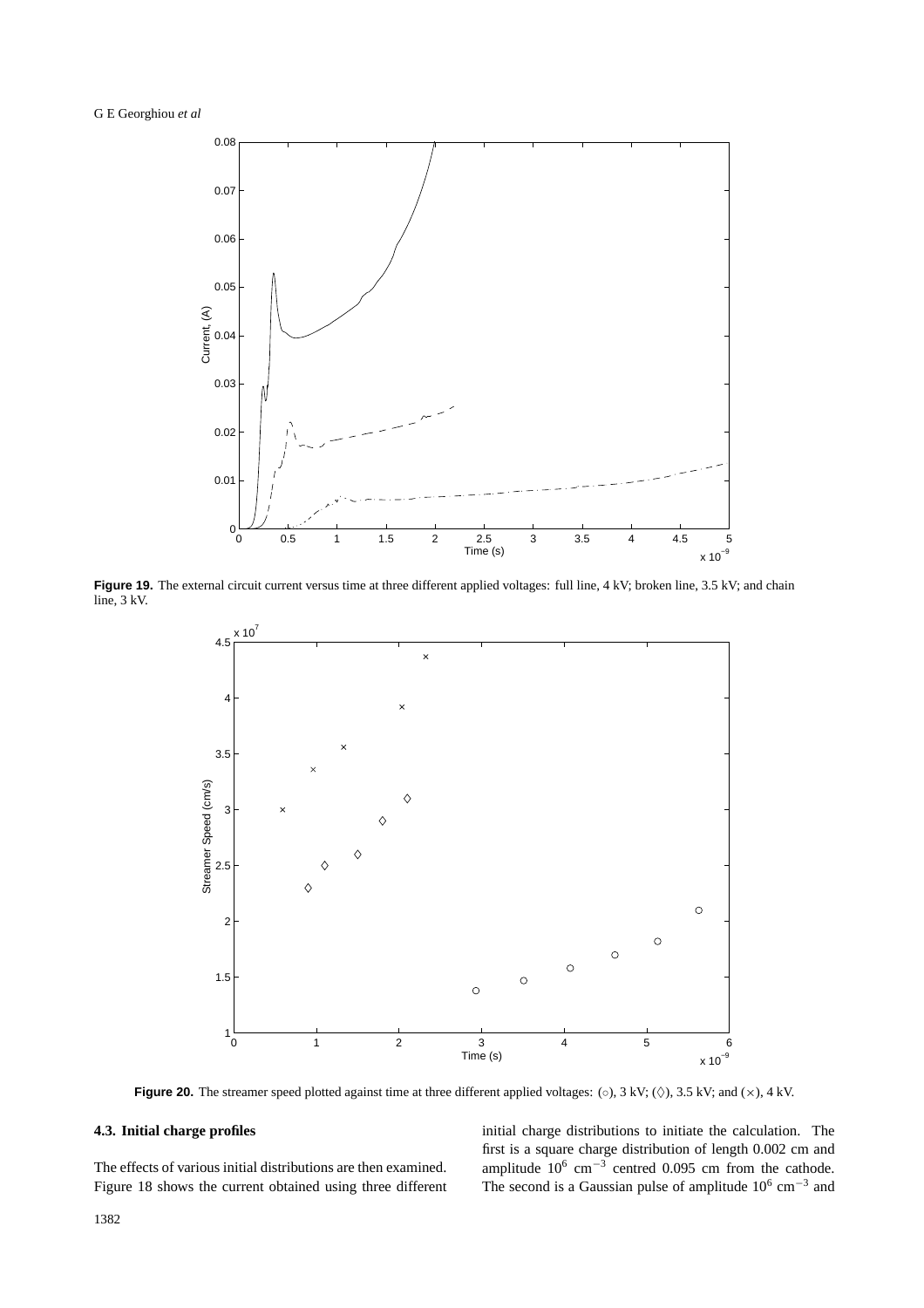**Figure 19.** The external circuit current versus time at three different applied voltages: full line, 4 kV; broken line, 3.5 kV; and chain line, 3 kV.

**Figure 20.** The streamer speed plotted against time at three different applied voltages: (○), 3 kV; (◊), 3.5 kV; and (×), 4 kV.

### 4.3. Initial charge profiles

The effects of various initial distributions are then examined. Figure 18 shows the current obtained using three different initial charge distributions to initiate the calculation. The first is a square charge distribution of length 0.002 cm and amplitude $10^6$ cm$^{-3}$ centred 0.095 cm from the cathode. The second is a Gaussian pulse of amplitude $10^6$ cm$^{-3}$ and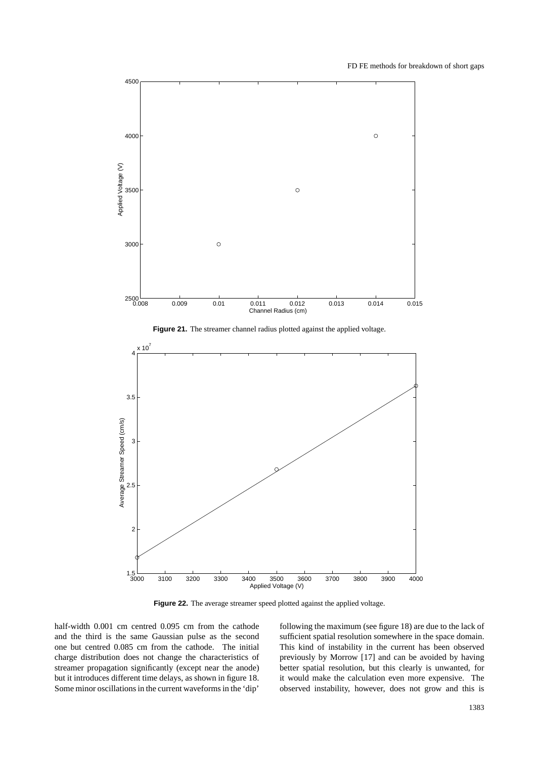**Figure 21.** The streamer channel radius plotted against the applied voltage.

**Figure 22.** The average streamer speed plotted against the applied voltage.

half-width 0.001 cm centred 0.095 cm from the cathode and the third is the same Gaussian pulse as the second one but centred 0.085 cm from the cathode. The initial charge distribution does not change the characteristics of streamer propagation significantly (except near the anode) but it introduces different time delays, as shown in figure 18. Some minor oscillations in the current waveforms in the 'dip' following the maximum (see figure 18) are due to the lack of sufficient spatial resolution somewhere in the space domain. This kind of instability in the current has been observed previously by Morrow [17] and can be avoided by having better spatial resolution, but this clearly is unwanted, for it would make the calculation even more expensive. The observed instability, however, does not grow and this is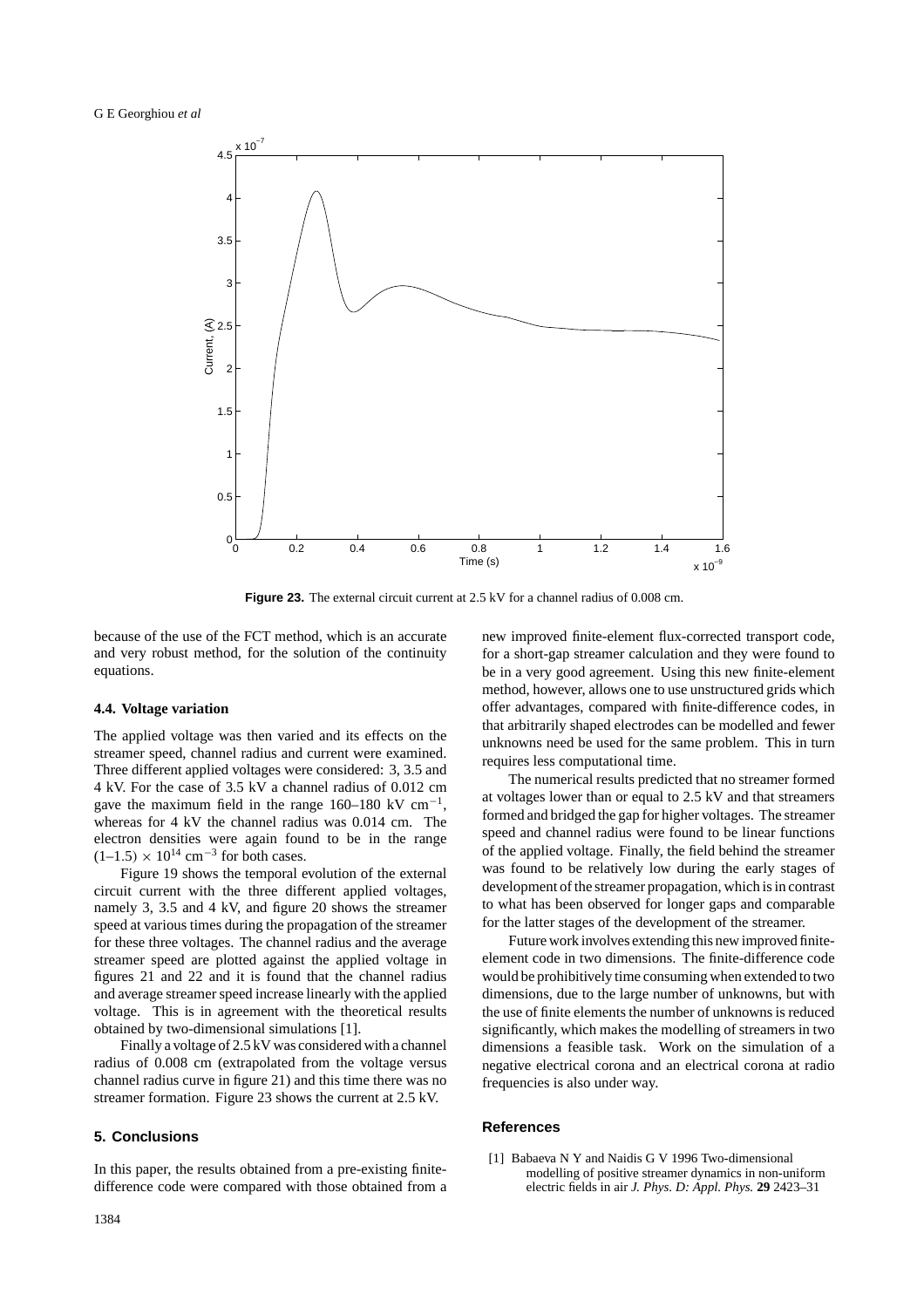**Figure 23.** The external circuit current at 2.5 kV for a channel radius of 0.008 cm.

because of the use of the FCT method, which is an accurate and very robust method, for the solution of the continuity equations.

### 4.4. Voltage variation

The applied voltage was then varied and its effects on the streamer speed, channel radius and current were examined. Three different applied voltages were considered: 3, 3.5 and 4 kV. For the case of 3.5 kV a channel radius of 0.012 cm gave the maximum field in the range 160–180 kV cm$^{-1}$, whereas for 4 kV the channel radius was 0.014 cm. The electron densities were again found to be in the range $(1\text{–}1.5) \times 10^{14}$ cm$^{-3}$ for both cases.

Figure 19 shows the temporal evolution of the external circuit current with the three different applied voltages, namely 3, 3.5 and 4 kV, and figure 20 shows the streamer speed at various times during the propagation of the streamer for these three voltages. The channel radius and the average streamer speed are plotted against the applied voltage in figures 21 and 22 and it is found that the channel radius and average streamer speed increase linearly with the applied voltage. This is in agreement with the theoretical results obtained by two-dimensional simulations [1].

Finally a voltage of 2.5 kV was considered with a channel radius of 0.008 cm (extrapolated from the voltage versus channel radius curve in figure 21) and this time there was no streamer formation. Figure 23 shows the current at 2.5 kV.

## 5. Conclusions

In this paper, the results obtained from a pre-existing finite-difference code were compared with those obtained from a new improved finite-element flux-corrected transport code, for a short-gap streamer calculation and they were found to be in a very good agreement. Using this new finite-element method, however, allows one to use unstructured grids which offer advantages, compared with finite-difference codes, in that arbitrarily shaped electrodes can be modelled and fewer unknowns need be used for the same problem. This in turn requires less computational time.

The numerical results predicted that no streamer formed at voltages lower than or equal to 2.5 kV and that streamers formed and bridged the gap for higher voltages. The streamer speed and channel radius were found to be linear functions of the applied voltage. Finally, the field behind the streamer was found to be relatively low during the early stages of development of the streamer propagation, which is in contrast to what has been observed for longer gaps and comparable for the latter stages of the development of the streamer.

Future work involves extending this new improved finite-element code in two dimensions. The finite-difference code would be prohibitively time consuming when extended to two dimensions, due to the large number of unknowns, but with the use of finite elements the number of unknowns is reduced significantly, which makes the modelling of streamers in two dimensions a feasible task. Work on the simulation of a negative electrical corona and an electrical corona at radio frequencies is also under way.

## References

[1] Babaeva N Y and Naidis G V 1996 Two-dimensional modelling of positive streamer dynamics in non-uniform electric fields in air *J. Phys. D: Appl. Phys.* **29** 2423–31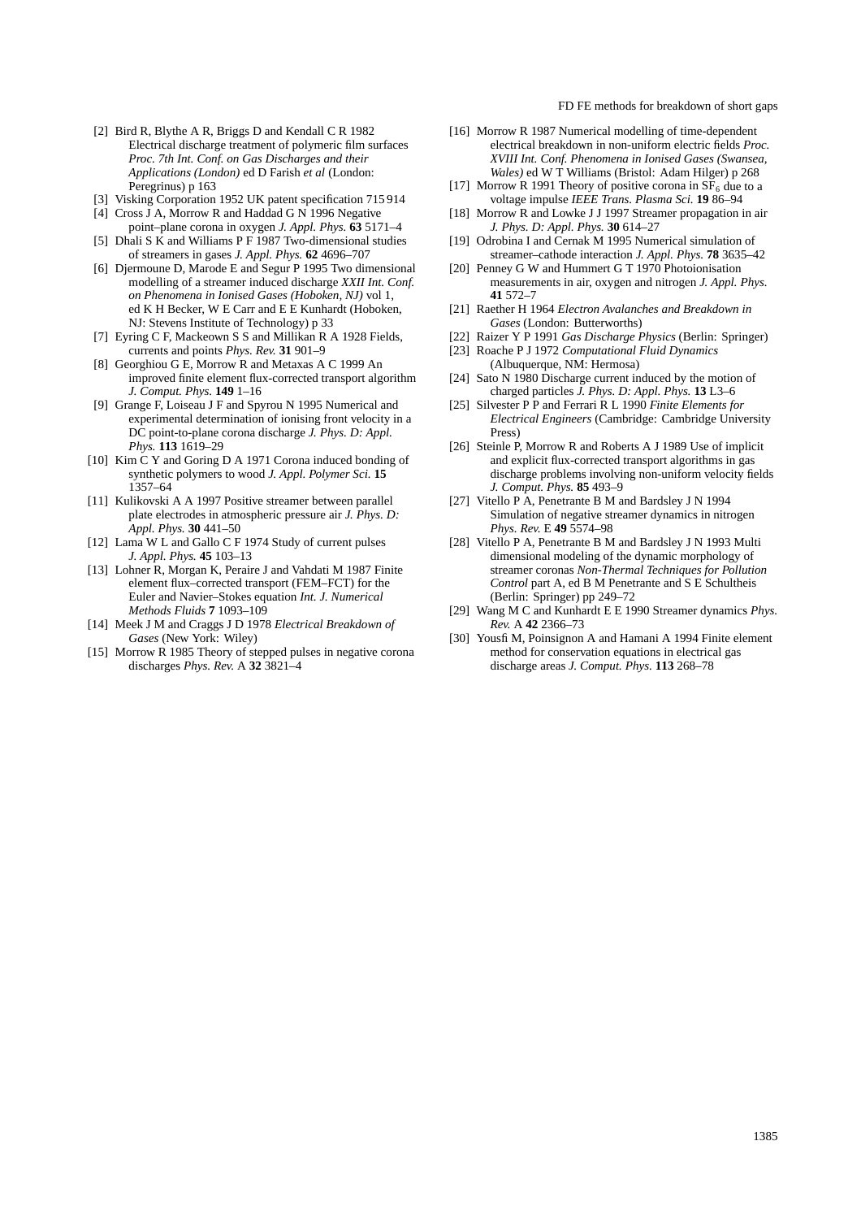[2] Bird R, Blythe A R, Briggs D and Kendall C R 1982 Electrical discharge treatment of polymeric film surfaces *Proc. 7th Int. Conf. on Gas Discharges and their Applications (London)* ed D Farish *et al* (London: Peregrinus) p 163

[3] Visking Corporation 1952 UK patent specification 715 914

[4] Cross J A, Morrow R and Haddad G N 1996 Negative point–plane corona in oxygen *J. Appl. Phys.* **63** 5171–4

[5] Dhali S K and Williams P F 1987 Two-dimensional studies of streamers in gases *J. Appl. Phys.* **62** 4696–707

[6] Djermoune D, Marode E and Segur P 1995 Two dimensional modelling of a streamer induced discharge *XXII Int. Conf. on Phenomena in Ionised Gases (Hoboken, NJ)* vol 1, ed K H Becker, W E Carr and E E Kunhardt (Hoboken, NJ: Stevens Institute of Technology) p 33

[7] Eyring C F, Mackeown S S and Millikan R A 1928 Fields, currents and points *Phys. Rev.* **31** 901–9

[8] Georghiou G E, Morrow R and Metaxas A C 1999 An improved finite element flux-corrected transport algorithm *J. Comput. Phys.* **149** 1–16

[9] Grange F, Loiseau J F and Spyrou N 1995 Numerical and experimental determination of ionising front velocity in a DC point-to-plane corona discharge *J. Phys. D: Appl. Phys.* **113** 1619–29

[10] Kim C Y and Goring D A 1971 Corona induced bonding of synthetic polymers to wood *J. Appl. Polymer Sci.* **15** 1357–64

[11] Kulikovski A A 1997 Positive streamer between parallel plate electrodes in atmospheric pressure air *J. Phys. D: Appl. Phys.* **30** 441–50

[12] Lama W L and Gallo C F 1974 Study of current pulses *J. Appl. Phys.* **45** 103–13

[13] Lohner R, Morgan K, Peraire J and Vahdati M 1987 Finite element flux–corrected transport (FEM–FCT) for the Euler and Navier–Stokes equation *Int. J. Numerical Methods Fluids* **7** 1093–109

[14] Meek J M and Craggs J D 1978 *Electrical Breakdown of Gases* (New York: Wiley)

[15] Morrow R 1985 Theory of stepped pulses in negative corona discharges *Phys. Rev.* A **32** 3821–4

[16] Morrow R 1987 Numerical modelling of time-dependent electrical breakdown in non-uniform electric fields *Proc. XVIII Int. Conf. Phenomena in Ionised Gases (Swansea, Wales)* ed W T Williams (Bristol: Adam Hilger) p 268

[17] Morrow R 1991 Theory of positive corona in $SF_6$ due to a voltage impulse *IEEE Trans. Plasma Sci.* **19** 86–94

[18] Morrow R and Lowke J J 1997 Streamer propagation in air *J. Phys. D: Appl. Phys.* **30** 614–27

[19] Odrobina I and Cernak M 1995 Numerical simulation of streamer–cathode interaction *J. Appl. Phys.* **78** 3635–42

[20] Penney G W and Hummert G T 1970 Photoionisation measurements in air, oxygen and nitrogen *J. Appl. Phys.* **41** 572–7

[21] Raether H 1964 *Electron Avalanches and Breakdown in Gases* (London: Butterworths)

[22] Raizer Y P 1991 *Gas Discharge Physics* (Berlin: Springer)

[23] Roache P J 1972 *Computational Fluid Dynamics* (Albuquerque, NM: Hermosa)

[24] Sato N 1980 Discharge current induced by the motion of charged particles *J. Phys. D: Appl. Phys.* **13** L3–6

[25] Silvester P P and Ferrari R L 1990 *Finite Elements for Electrical Engineers* (Cambridge: Cambridge University Press)

[26] Steinle P, Morrow R and Roberts A J 1989 Use of implicit and explicit flux-corrected transport algorithms in gas discharge problems involving non-uniform velocity fields *J. Comput. Phys.* **85** 493–9

[27] Vitello P A, Penetrante B M and Bardsley J N 1994 Simulation of negative streamer dynamics in nitrogen *Phys. Rev.* E **49** 5574–98

[28] Vitello P A, Penetrante B M and Bardsley J N 1993 Multi dimensional modeling of the dynamic morphology of streamer coronas *Non-Thermal Techniques for Pollution Control* part A, ed B M Penetrante and S E Schultheis (Berlin: Springer) pp 249–72

[29] Wang M C and Kunhardt E E 1990 Streamer dynamics *Phys. Rev.* A **42** 2366–73

[30] Yousfi M, Poinsignon A and Hamani A 1994 Finite element method for conservation equations in electrical gas discharge areas *J. Comput. Phys.* **113** 268–78